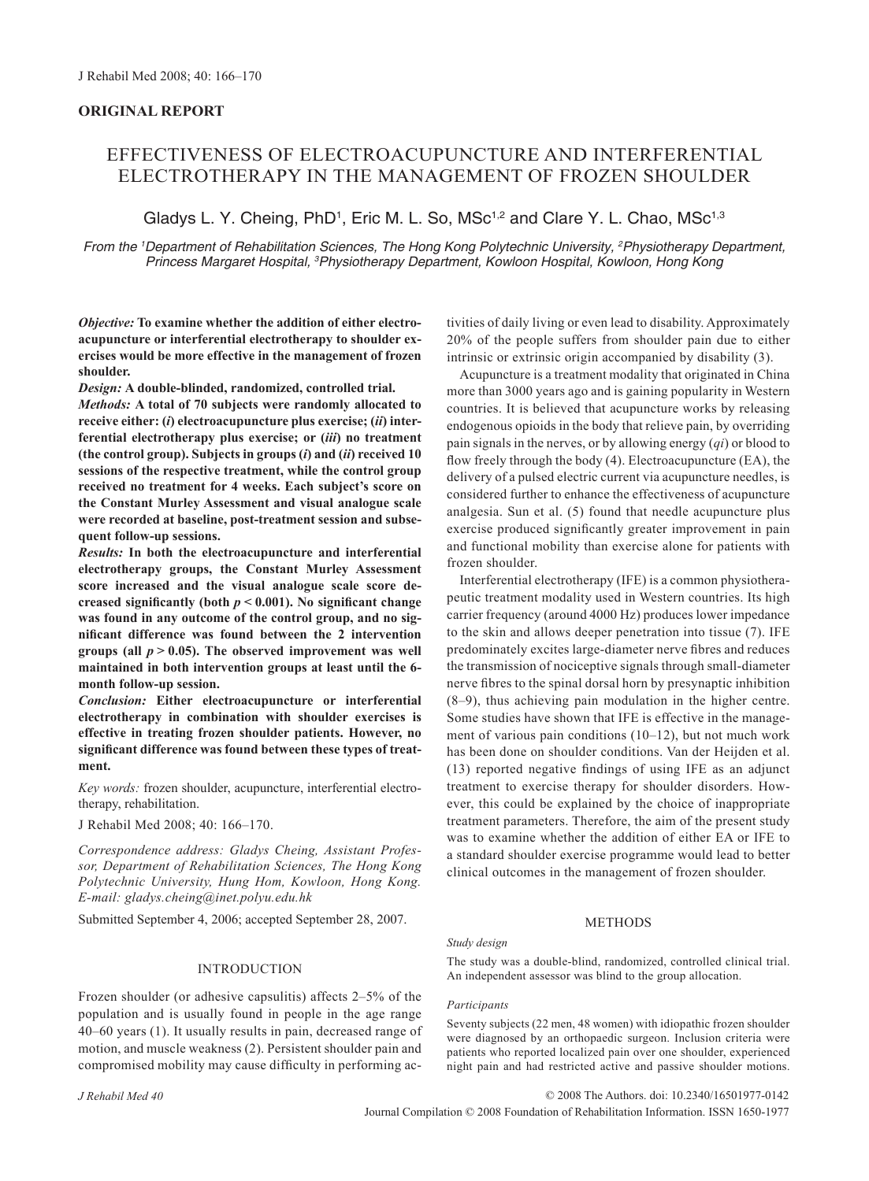**ORIGINAL REPORT**

# EFFECTIVENESS OF ELECTROACUPUNCTURE AND INTERFERENTIAL ELECTROTHERAPY IN THE MANAGEMENT OF FROZEN SHOULDER

Gladys L. Y. Cheing, PhD[1], Eric M. L. So, MSc[1,2] and Clare Y. L. Chao, MSc[1,3]

*From the [1]Department of Rehabilitation Sciences, The Hong Kong Polytechnic University, [2]Physiotherapy Department, Princess Margaret Hospital, [3]Physiotherapy Department, Kowloon Hospital, Kowloon, Hong Kong*

***Objective:*** **To examine whether the addition of either electroacupuncture or interferential electrotherapy to shoulder exercises would be more effective in the management of frozen shoulder.**

***Design:*** **A double-blinded, randomized, controlled trial.**

***Methods:*** **A total of 70 subjects were randomly allocated to receive either: (*i*) electroacupuncture plus exercise; (*ii*) interferential electrotherapy plus exercise; or (*iii*) no treatment (the control group). Subjects in groups (*i*) and (*ii*) received 10 sessions of the respective treatment, while the control group received no treatment for 4 weeks. Each subject's score on the Constant Murley Assessment and visual analogue scale were recorded at baseline, post-treatment session and subsequent follow-up sessions.**

***Results:*** **In both the electroacupuncture and interferential electrotherapy groups, the Constant Murley Assessment score increased and the visual analogue scale score decreased significantly (both $p < 0.001$). No significant change was found in any outcome of the control group, and no significant difference was found between the 2 intervention groups (all $p > 0.05$). The observed improvement was well maintained in both intervention groups at least until the 6-month follow-up session.**

***Conclusion:*** **Either electroacupuncture or interferential electrotherapy in combination with shoulder exercises is effective in treating frozen shoulder patients. However, no significant difference was found between these types of treatment.**

*Key words:* frozen shoulder, acupuncture, interferential electrotherapy, rehabilitation.

J Rehabil Med 2008; 40: 166–170.

*Correspondence address: Gladys Cheing, Assistant Professor, Department of Rehabilitation Sciences, The Hong Kong Polytechnic University, Hung Hom, Kowloon, Hong Kong. E-mail: gladys.cheing@inet.polyu.edu.hk*

Submitted September 4, 2006; accepted September 28, 2007.

## INTRODUCTION

Frozen shoulder (or adhesive capsulitis) affects 2–5% of the population and is usually found in people in the age range 40–60 years (1). It usually results in pain, decreased range of motion, and muscle weakness (2). Persistent shoulder pain and compromised mobility may cause difficulty in performing activities of daily living or even lead to disability. Approximately 20% of the people suffers from shoulder pain due to either intrinsic or extrinsic origin accompanied by disability (3).

Acupuncture is a treatment modality that originated in China more than 3000 years ago and is gaining popularity in Western countries. It is believed that acupuncture works by releasing endogenous opioids in the body that relieve pain, by overriding pain signals in the nerves, or by allowing energy (*qi*) or blood to flow freely through the body (4). Electroacupuncture (EA), the delivery of a pulsed electric current via acupuncture needles, is considered further to enhance the effectiveness of acupuncture analgesia. Sun et al. (5) found that needle acupuncture plus exercise produced significantly greater improvement in pain and functional mobility than exercise alone for patients with frozen shoulder.

Interferential electrotherapy (IFE) is a common physiotherapeutic treatment modality used in Western countries. Its high carrier frequency (around 4000 Hz) produces lower impedance to the skin and allows deeper penetration into tissue (7). IFE predominately excites large-diameter nerve fibres and reduces the transmission of nociceptive signals through small-diameter nerve fibres to the spinal dorsal horn by presynaptic inhibition (8–9), thus achieving pain modulation in the higher centre. Some studies have shown that IFE is effective in the management of various pain conditions (10–12), but not much work has been done on shoulder conditions. Van der Heijden et al. (13) reported negative findings of using IFE as an adjunct treatment to exercise therapy for shoulder disorders. However, this could be explained by the choice of inappropriate treatment parameters. Therefore, the aim of the present study was to examine whether the addition of either EA or IFE to a standard shoulder exercise programme would lead to better clinical outcomes in the management of frozen shoulder.

## METHODS

*Study design*

The study was a double-blind, randomized, controlled clinical trial. An independent assessor was blind to the group allocation.

*Participants*

Seventy subjects (22 men, 48 women) with idiopathic frozen shoulder were diagnosed by an orthopaedic surgeon. Inclusion criteria were patients who reported localized pain over one shoulder, experienced night pain and had restricted active and passive shoulder motions.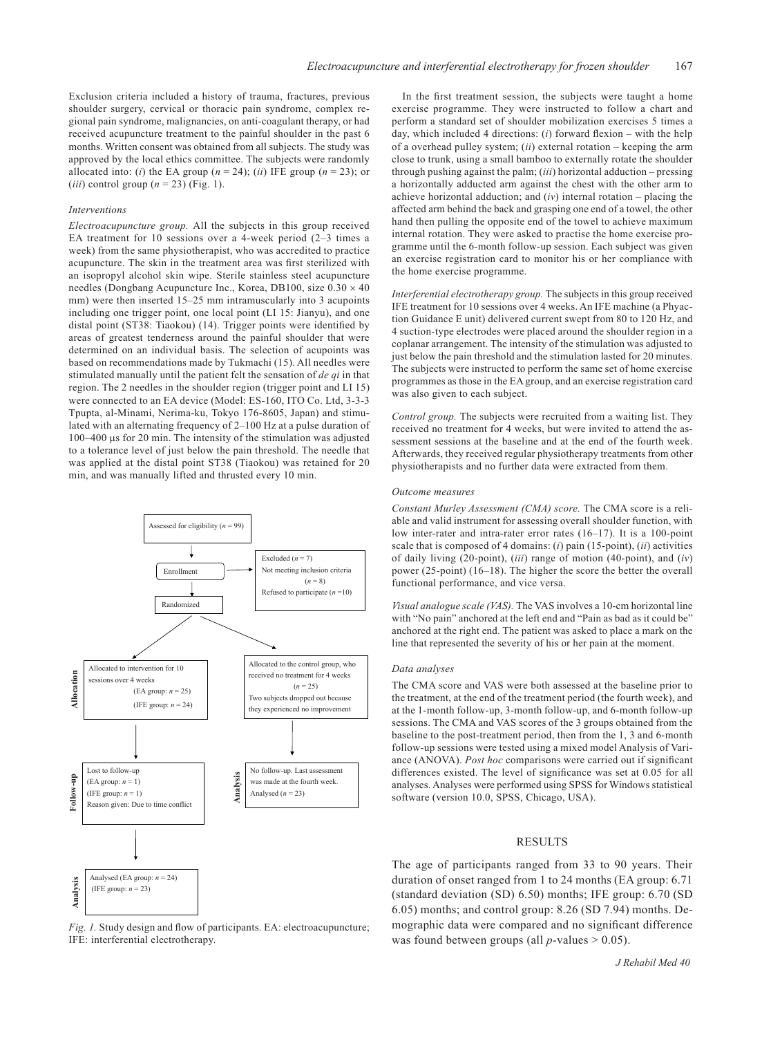Exclusion criteria included a history of trauma, fractures, previous shoulder surgery, cervical or thoracic pain syndrome, complex regional pain syndrome, malignancies, on anti-coagulant therapy, or had received acupuncture treatment to the painful shoulder in the past 6 months. Written consent was obtained from all subjects. The study was approved by the local ethics committee. The subjects were randomly allocated into: (*i*) the EA group ($n = 24$); (*ii*) IFE group ($n = 23$); or (*iii*) control group ($n = 23$) (Fig. 1).

### *Interventions*

*Electroacupuncture group.* All the subjects in this group received EA treatment for 10 sessions over a 4-week period (2–3 times a week) from the same physiotherapist, who was accredited to practice acupuncture. The skin in the treatment area was first sterilized with an isopropyl alcohol skin wipe. Sterile stainless steel acupuncture needles (Dongbang Acupuncture Inc., Korea, DB100, size 0.30 × 40 mm) were then inserted 15–25 mm intramuscularly into 3 acupoints including one trigger point, one local point (LI 15: Jianyu), and one distal point (ST38: Tiaokou) (14). Trigger points were identified by areas of greatest tenderness around the painful shoulder that were determined on an individual basis. The selection of acupoints was based on recommendations made by Tukmachi (15). All needles were stimulated manually until the patient felt the sensation of *de qi* in that region. The 2 needles in the shoulder region (trigger point and LI 15) were connected to an EA device (Model: ES-160, ITO Co. Ltd, 3-3-3 Tpupta, al-Minami, Nerima-ku, Tokyo 176-8605, Japan) and stimulated with an alternating frequency of 2–100 Hz at a pulse duration of 100–400 μs for 20 min. The intensity of the stimulation was adjusted to a tolerance level of just below the pain threshold. The needle that was applied at the distal point ST38 (Tiaokou) was retained for 20 min, and was manually lifted and thrusted every 10 min.

Assessed for eligibility ($n = 99$)

Enrollment — Excluded ($n = 7$); Not meeting inclusion criteria ($n = 8$); Refused to participate ($n = 10$)

Randomized

**Allocation**: Allocated to intervention for 10 sessions over 4 weeks (EA group: $n = 25$) (IFE group: $n = 24$) | Allocated to the control group, who received no treatment for 4 weeks ($n = 25$). Two subjects dropped out because they experienced no improvement

**Follow-up**: Lost to follow-up (EA group: $n = 1$) (IFE group: $n = 1$) Reason given: Due to time conflict

**Analysis**: No follow-up. Last assessment was made at the fourth week. Analysed ($n = 23$)

**Analysis**: Analysed (EA group: $n = 24$) (IFE group: $n = 23$)

*Fig. 1.* Study design and flow of participants. EA: electroacupuncture; IFE: interferential electrotherapy.

In the first treatment session, the subjects were taught a home exercise programme. They were instructed to follow a chart and perform a standard set of shoulder mobilization exercises 5 times a day, which included 4 directions: (*i*) forward flexion – with the help of a overhead pulley system; (*ii*) external rotation – keeping the arm close to trunk, using a small bamboo to externally rotate the shoulder through pushing against the palm; (*iii*) horizontal adduction – pressing a horizontally adducted arm against the chest with the other arm to achieve horizontal adduction; and (*iv*) internal rotation – placing the affected arm behind the back and grasping one end of a towel, the other hand then pulling the opposite end of the towel to achieve maximum internal rotation. They were asked to practise the home exercise programme until the 6-month follow-up session. Each subject was given an exercise registration card to monitor his or her compliance with the home exercise programme.

*Interferential electrotherapy group.* The subjects in this group received IFE treatment for 10 sessions over 4 weeks. An IFE machine (a Phyaction Guidance E unit) delivered current swept from 80 to 120 Hz, and 4 suction-type electrodes were placed around the shoulder region in a coplanar arrangement. The intensity of the stimulation was adjusted to just below the pain threshold and the stimulation lasted for 20 minutes. The subjects were instructed to perform the same set of home exercise programmes as those in the EA group, and an exercise registration card was also given to each subject.

*Control group.* The subjects were recruited from a waiting list. They received no treatment for 4 weeks, but were invited to attend the assessment sessions at the baseline and at the end of the fourth week. Afterwards, they received regular physiotherapy treatments from other physiotherapists and no further data were extracted from them.

### *Outcome measures*

*Constant Murley Assessment (CMA) score.* The CMA score is a reliable and valid instrument for assessing overall shoulder function, with low inter-rater and intra-rater error rates (16–17). It is a 100-point scale that is composed of 4 domains: (*i*) pain (15-point), (*ii*) activities of daily living (20-point), (*iii*) range of motion (40-point), and (*iv*) power (25-point) (16–18). The higher the score the better the overall functional performance, and vice versa.

*Visual analogue scale (VAS).* The VAS involves a 10-cm horizontal line with "No pain" anchored at the left end and "Pain as bad as it could be" anchored at the right end. The patient was asked to place a mark on the line that represented the severity of his or her pain at the moment.

### *Data analyses*

The CMA score and VAS were both assessed at the baseline prior to the treatment, at the end of the treatment period (the fourth week), and at the 1-month follow-up, 3-month follow-up, and 6-month follow-up sessions. The CMA and VAS scores of the 3 groups obtained from the baseline to the post-treatment period, then from the 1, 3 and 6-month follow-up sessions were tested using a mixed model Analysis of Variance (ANOVA). *Post hoc* comparisons were carried out if significant differences existed. The level of significance was set at 0.05 for all analyses. Analyses were performed using SPSS for Windows statistical software (version 10.0, SPSS, Chicago, USA).

## RESULTS

The age of participants ranged from 33 to 90 years. Their duration of onset ranged from 1 to 24 months (EA group: 6.71 (standard deviation (SD) 6.50) months; IFE group: 6.70 (SD 6.05) months; and control group: 8.26 (SD 7.94) months. Demographic data were compared and no significant difference was found between groups (all $p$-values $> 0.05$).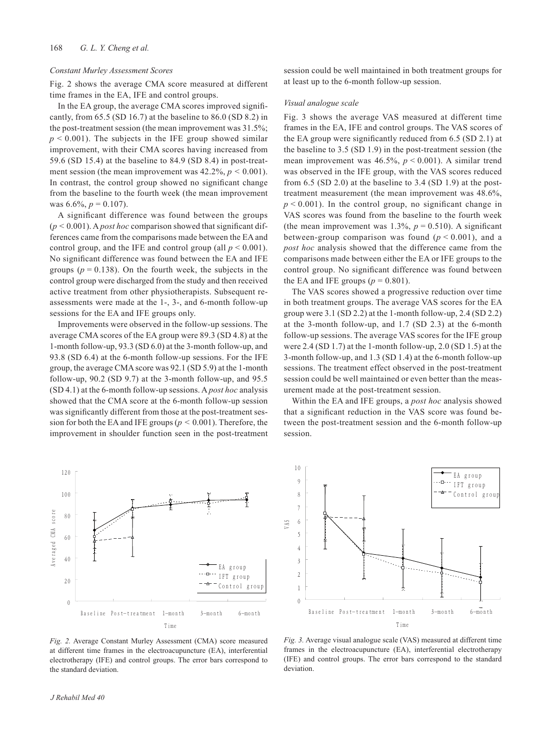### *Constant Murley Assessment Scores*

Fig. 2 shows the average CMA score measured at different time frames in the EA, IFE and control groups.

In the EA group, the average CMA scores improved significantly, from 65.5 (SD 16.7) at the baseline to 86.0 (SD 8.2) in the post-treatment session (the mean improvement was 31.5%; $p < 0.001$). The subjects in the IFE group showed similar improvement, with their CMA scores having increased from 59.6 (SD 15.4) at the baseline to 84.9 (SD 8.4) in post-treatment session (the mean improvement was 42.2%, $p < 0.001$). In contrast, the control group showed no significant change from the baseline to the fourth week (the mean improvement was 6.6%, $p = 0.107$).

A significant difference was found between the groups ($p < 0.001$). A *post hoc* comparison showed that significant differences came from the comparisons made between the EA and control group, and the IFE and control group (all $p < 0.001$). No significant difference was found between the EA and IFE groups ($p = 0.138$). On the fourth week, the subjects in the control group were discharged from the study and then received active treatment from other physiotherapists. Subsequent re-assessments were made at the 1-, 3-, and 6-month follow-up sessions for the EA and IFE groups only.

Improvements were observed in the follow-up sessions. The average CMA scores of the EA group were 89.3 (SD 4.8) at the 1-month follow-up, 93.3 (SD 6.0) at the 3-month follow-up, and 93.8 (SD 6.4) at the 6-month follow-up sessions. For the IFE group, the average CMA score was 92.1 (SD 5.9) at the 1-month follow-up, 90.2 (SD 9.7) at the 3-month follow-up, and 95.5 (SD 4.1) at the 6-month follow-up sessions. A *post hoc* analysis showed that the CMA score at the 6-month follow-up session was significantly different from those at the post-treatment session for both the EA and IFE groups ($p < 0.001$). Therefore, the improvement in shoulder function seen in the post-treatment session could be well maintained in both treatment groups for at least up to the 6-month follow-up session.

### *Visual analogue scale*

Fig. 3 shows the average VAS measured at different time frames in the EA, IFE and control groups. The VAS scores of the EA group were significantly reduced from 6.5 (SD 2.1) at the baseline to 3.5 (SD 1.9) in the post-treatment session (the mean improvement was 46.5%, $p < 0.001$). A similar trend was observed in the IFE group, with the VAS scores reduced from 6.5 (SD 2.0) at the baseline to 3.4 (SD 1.9) at the post-treatment measurement (the mean improvement was 48.6%, $p < 0.001$). In the control group, no significant change in VAS scores was found from the baseline to the fourth week (the mean improvement was 1.3%, $p = 0.510$). A significant between-group comparison was found ($p < 0.001$), and a *post hoc* analysis showed that the difference came from the comparisons made between either the EA or IFE groups to the control group. No significant difference was found between the EA and IFE groups ($p = 0.801$).

The VAS scores showed a progressive reduction over time in both treatment groups. The average VAS scores for the EA group were 3.1 (SD 2.2) at the 1-month follow-up, 2.4 (SD 2.2) at the 3-month follow-up, and 1.7 (SD 2.3) at the 6-month follow-up sessions. The average VAS scores for the IFE group were 2.4 (SD 1.7) at the 1-month follow-up, 2.0 (SD 1.5) at the 3-month follow-up, and 1.3 (SD 1.4) at the 6-month follow-up sessions. The treatment effect observed in the post-treatment session could be well maintained or even better than the measurement made at the post-treatment session.

Within the EA and IFE groups, a *post hoc* analysis showed that a significant reduction in the VAS score was found between the post-treatment session and the 6-month follow-up session.

*Fig. 2.* Average Constant Murley Assessment (CMA) score measured at different time frames in the electroacupuncture (EA), interferential electrotherapy (IFE) and control groups. The error bars correspond to the standard deviation.

*Fig. 3.* Average visual analogue scale (VAS) measured at different time frames in the electroacupuncture (EA), interferential electrotherapy (IFE) and control groups. The error bars correspond to the standard deviation.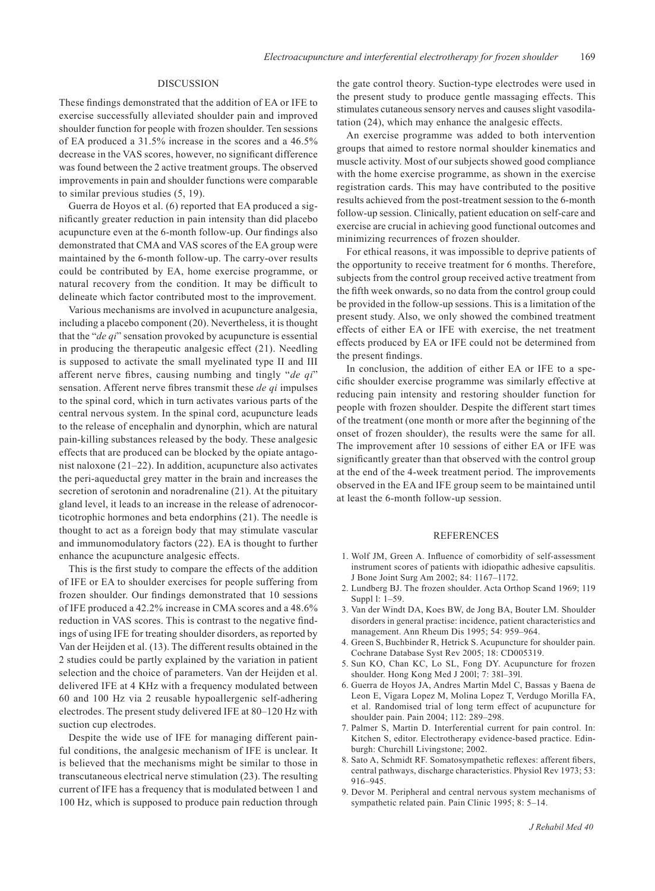## DISCUSSION

These findings demonstrated that the addition of EA or IFE to exercise successfully alleviated shoulder pain and improved shoulder function for people with frozen shoulder. Ten sessions of EA produced a 31.5% increase in the scores and a 46.5% decrease in the VAS scores, however, no significant difference was found between the 2 active treatment groups. The observed improvements in pain and shoulder functions were comparable to similar previous studies (5, 19).

Guerra de Hoyos et al. (6) reported that EA produced a significantly greater reduction in pain intensity than did placebo acupuncture even at the 6-month follow-up. Our findings also demonstrated that CMA and VAS scores of the EA group were maintained by the 6-month follow-up. The carry-over results could be contributed by EA, home exercise programme, or natural recovery from the condition. It may be difficult to delineate which factor contributed most to the improvement.

Various mechanisms are involved in acupuncture analgesia, including a placebo component (20). Nevertheless, it is thought that the "*de qi*" sensation provoked by acupuncture is essential in producing the therapeutic analgesic effect (21). Needling is supposed to activate the small myelinated type II and III afferent nerve fibres, causing numbing and tingly "*de qi*" sensation. Afferent nerve fibres transmit these *de qi* impulses to the spinal cord, which in turn activates various parts of the central nervous system. In the spinal cord, acupuncture leads to the release of encephalin and dynorphin, which are natural pain-killing substances released by the body. These analgesic effects that are produced can be blocked by the opiate antagonist naloxone (21–22). In addition, acupuncture also activates the peri-aqueductal grey matter in the brain and increases the secretion of serotonin and noradrenaline (21). At the pituitary gland level, it leads to an increase in the release of adrenocorticotrophic hormones and beta endorphins (21). The needle is thought to act as a foreign body that may stimulate vascular and immunomodulatory factors (22). EA is thought to further enhance the acupuncture analgesic effects.

This is the first study to compare the effects of the addition of IFE or EA to shoulder exercises for people suffering from frozen shoulder. Our findings demonstrated that 10 sessions of IFE produced a 42.2% increase in CMA scores and a 48.6% reduction in VAS scores. This is contrast to the negative findings of using IFE for treating shoulder disorders, as reported by Van der Heijden et al. (13). The different results obtained in the 2 studies could be partly explained by the variation in patient selection and the choice of parameters. Van der Heijden et al. delivered IFE at 4 KHz with a frequency modulated between 60 and 100 Hz via 2 reusable hypoallergenic self-adhering electrodes. The present study delivered IFE at 80–120 Hz with suction cup electrodes.

Despite the wide use of IFE for managing different painful conditions, the analgesic mechanism of IFE is unclear. It is believed that the mechanisms might be similar to those in transcutaneous electrical nerve stimulation (23). The resulting current of IFE has a frequency that is modulated between 1 and 100 Hz, which is supposed to produce pain reduction through the gate control theory. Suction-type electrodes were used in the present study to produce gentle massaging effects. This stimulates cutaneous sensory nerves and causes slight vasodilatation (24), which may enhance the analgesic effects.

An exercise programme was added to both intervention groups that aimed to restore normal shoulder kinematics and muscle activity. Most of our subjects showed good compliance with the home exercise programme, as shown in the exercise registration cards. This may have contributed to the positive results achieved from the post-treatment session to the 6-month follow-up session. Clinically, patient education on self-care and exercise are crucial in achieving good functional outcomes and minimizing recurrences of frozen shoulder.

For ethical reasons, it was impossible to deprive patients of the opportunity to receive treatment for 6 months. Therefore, subjects from the control group received active treatment from the fifth week onwards, so no data from the control group could be provided in the follow-up sessions. This is a limitation of the present study. Also, we only showed the combined treatment effects of either EA or IFE with exercise, the net treatment effects produced by EA or IFE could not be determined from the present findings.

In conclusion, the addition of either EA or IFE to a specific shoulder exercise programme was similarly effective at reducing pain intensity and restoring shoulder function for people with frozen shoulder. Despite the different start times of the treatment (one month or more after the beginning of the onset of frozen shoulder), the results were the same for all. The improvement after 10 sessions of either EA or IFE was significantly greater than that observed with the control group at the end of the 4-week treatment period. The improvements observed in the EA and IFE group seem to be maintained until at least the 6-month follow-up session.

## REFERENCES

1. Wolf JM, Green A. Influence of comorbidity of self-assessment instrument scores of patients with idiopathic adhesive capsulitis. J Bone Joint Surg Am 2002; 84: 1167–1172.
2. Lundberg BJ. The frozen shoulder. Acta Orthop Scand 1969; 119 Suppl l: 1–59.
3. Van der Windt DA, Koes BW, de Jong BA, Bouter LM. Shoulder disorders in general practise: incidence, patient characteristics and management. Ann Rheum Dis 1995; 54: 959–964.
4. Green S, Buchbinder R, Hetrick S. Acupuncture for shoulder pain. Cochrane Database Syst Rev 2005; 18: CD005319.
5. Sun KO, Chan KC, Lo SL, Fong DY. Acupuncture for frozen shoulder. Hong Kong Med J 200l; 7: 38l–39l.
6. Guerra de Hoyos JA, Andres Martin Mdel C, Bassas y Baena de Leon E, Vigara Lopez M, Molina Lopez T, Verdugo Morilla FA, et al. Randomised trial of long term effect of acupuncture for shoulder pain. Pain 2004; 112: 289–298.
7. Palmer S, Martin D. Interferential current for pain control. In: Kitchen S, editor. Electrotherapy evidence-based practice. Edinburgh: Churchill Livingstone; 2002.
8. Sato A, Schmidt RF. Somatosympathetic reflexes: afferent fibers, central pathways, discharge characteristics. Physiol Rev 1973; 53: 916–945.
9. Devor M. Peripheral and central nervous system mechanisms of sympathetic related pain. Pain Clinic 1995; 8: 5–14.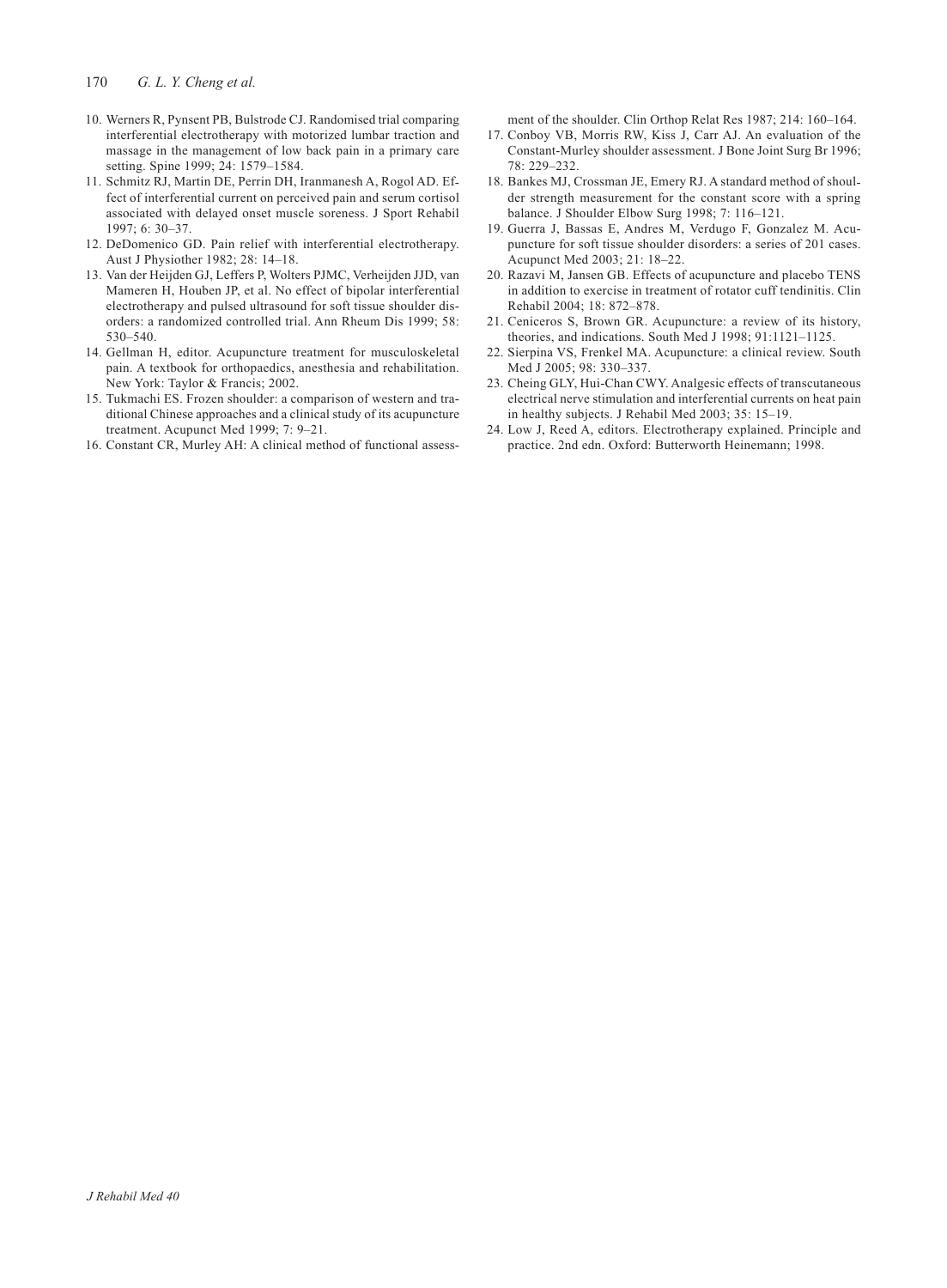10. Werners R, Pynsent PB, Bulstrode CJ. Randomised trial comparing interferential electrotherapy with motorized lumbar traction and massage in the management of low back pain in a primary care setting. Spine 1999; 24: 1579–1584.
11. Schmitz RJ, Martin DE, Perrin DH, Iranmanesh A, Rogol AD. Effect of interferential current on perceived pain and serum cortisol associated with delayed onset muscle soreness. J Sport Rehabil 1997; 6: 30–37.
12. DeDomenico GD. Pain relief with interferential electrotherapy. Aust J Physiother 1982; 28: 14–18.
13. Van der Heijden GJ, Leffers P, Wolters PJMC, Verheijden JJD, van Mameren H, Houben JP, et al. No effect of bipolar interferential electrotherapy and pulsed ultrasound for soft tissue shoulder disorders: a randomized controlled trial. Ann Rheum Dis 1999; 58: 530–540.
14. Gellman H, editor. Acupuncture treatment for musculoskeletal pain. A textbook for orthopaedics, anesthesia and rehabilitation. New York: Taylor & Francis; 2002.
15. Tukmachi ES. Frozen shoulder: a comparison of western and traditional Chinese approaches and a clinical study of its acupuncture treatment. Acupunct Med 1999; 7: 9–21.
16. Constant CR, Murley AH: A clinical method of functional assessment of the shoulder. Clin Orthop Relat Res 1987; 214: 160–164.
17. Conboy VB, Morris RW, Kiss J, Carr AJ. An evaluation of the Constant-Murley shoulder assessment. J Bone Joint Surg Br 1996; 78: 229–232.
18. Bankes MJ, Crossman JE, Emery RJ. A standard method of shoulder strength measurement for the constant score with a spring balance. J Shoulder Elbow Surg 1998; 7: 116–121.
19. Guerra J, Bassas E, Andres M, Verdugo F, Gonzalez M. Acupuncture for soft tissue shoulder disorders: a series of 201 cases. Acupunct Med 2003; 21: 18–22.
20. Razavi M, Jansen GB. Effects of acupuncture and placebo TENS in addition to exercise in treatment of rotator cuff tendinitis. Clin Rehabil 2004; 18: 872–878.
21. Ceniceros S, Brown GR. Acupuncture: a review of its history, theories, and indications. South Med J 1998; 91:1121–1125.
22. Sierpina VS, Frenkel MA. Acupuncture: a clinical review. South Med J 2005; 98: 330–337.
23. Cheing GLY, Hui-Chan CWY. Analgesic effects of transcutaneous electrical nerve stimulation and interferential currents on heat pain in healthy subjects. J Rehabil Med 2003; 35: 15–19.
24. Low J, Reed A, editors. Electrotherapy explained. Principle and practice. 2nd edn. Oxford: Butterworth Heinemann; 1998.